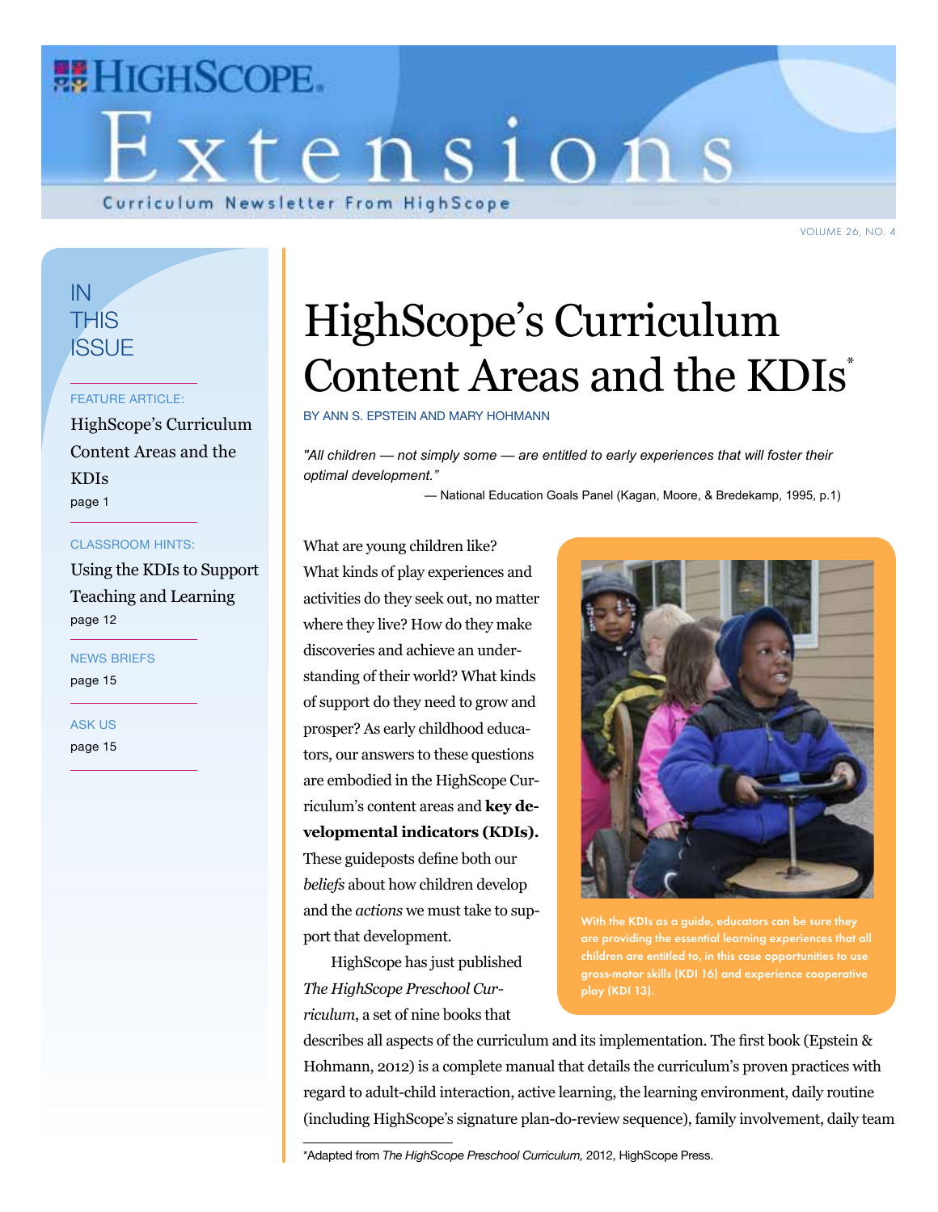# HighScope Extensions

Curriculum Newsletter From HighScope

## IN THIS ISSUE

FEATURE ARTICLE:
HighScope's Curriculum Content Areas and the KDIs
page 1

CLASSROOM HINTS:
Using the KDIs to Support Teaching and Learning
page 12

NEWS BRIEFS
page 15

ASK US
page 15

# HighScope's Curriculum Content Areas and the KDIs*

BY ANN S. EPSTEIN AND MARY HOHMANN

*"All children — not simply some — are entitled to early experiences that will foster their optimal development."*

— National Education Goals Panel (Kagan, Moore, & Bredekamp, 1995, p.1)

What are young children like? What kinds of play experiences and activities do they seek out, no matter where they live? How do they make discoveries and achieve an understanding of their world? What kinds of support do they need to grow and prosper? As early childhood educators, our answers to these questions are embodied in the HighScope Curriculum's content areas and **key developmental indicators (KDIs).** These guideposts define both our *beliefs* about how children develop and the *actions* we must take to support that development.

With the KDIs as a guide, educators can be sure they are providing the essential learning experiences that all children are entitled to, in this case opportunities to use gross-motor skills (KDI 16) and experience cooperative play (KDI 13).

HighScope has just published *The HighScope Preschool Curriculum*, a set of nine books that describes all aspects of the curriculum and its implementation. The first book (Epstein & Hohmann, 2012) is a complete manual that details the curriculum's proven practices with regard to adult-child interaction, active learning, the learning environment, daily routine (including HighScope's signature plan-do-review sequence), family involvement, daily team

*Adapted from *The HighScope Preschool Curriculum,* 2012, HighScope Press.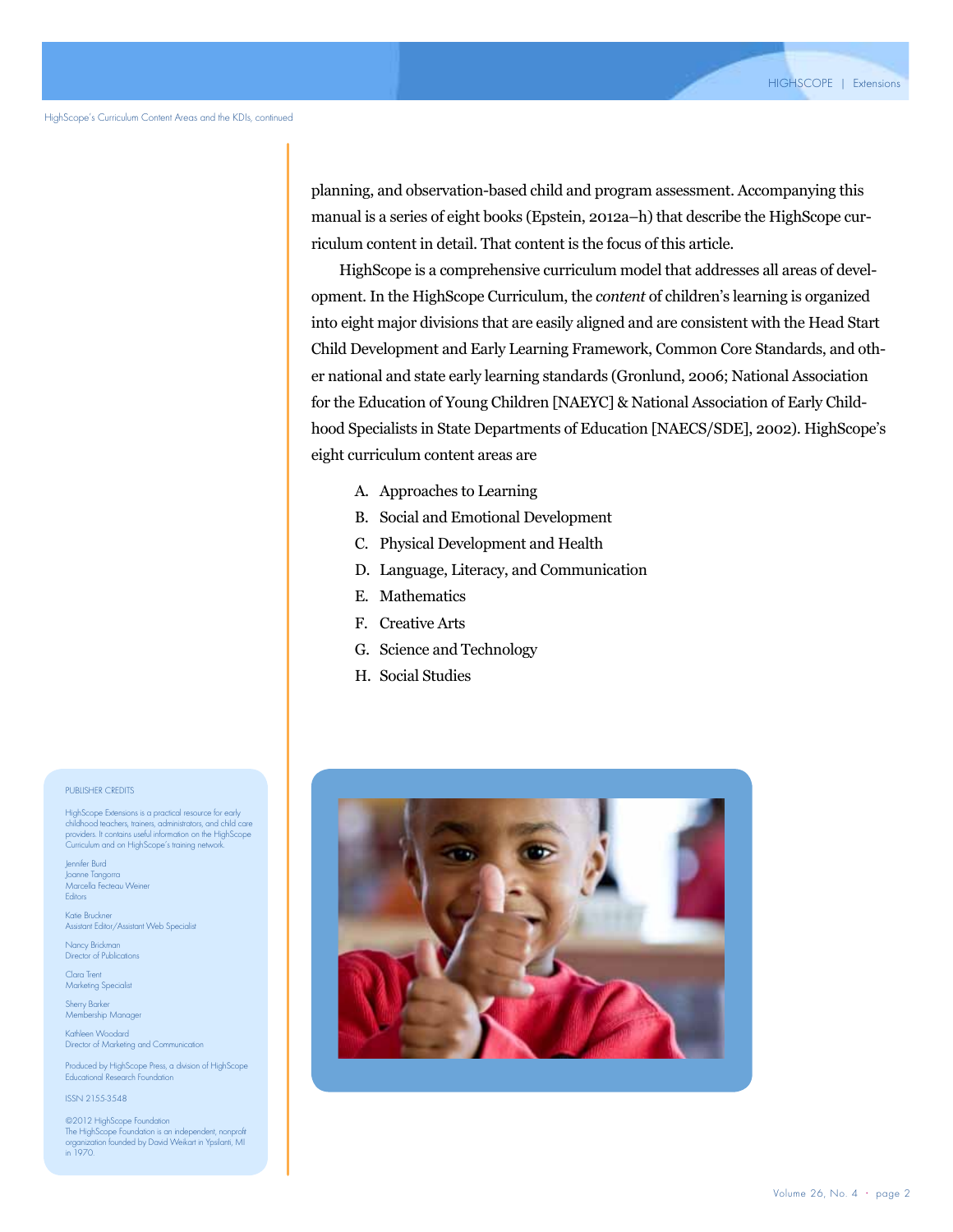planning, and observation-based child and program assessment. Accompanying this manual is a series of eight books (Epstein, 2012a–h) that describe the HighScope curriculum content in detail. That content is the focus of this article.

HighScope is a comprehensive curriculum model that addresses all areas of development. In the HighScope Curriculum, the *content* of children's learning is organized into eight major divisions that are easily aligned and are consistent with the Head Start Child Development and Early Learning Framework, Common Core Standards, and other national and state early learning standards (Gronlund, 2006; National Association for the Education of Young Children [NAEYC] & National Association of Early Childhood Specialists in State Departments of Education [NAECS/SDE], 2002). HighScope's eight curriculum content areas are

A. Approaches to Learning
B. Social and Emotional Development
C. Physical Development and Health
D. Language, Literacy, and Communication
E. Mathematics
F. Creative Arts
G. Science and Technology
H. Social Studies

PUBLISHER CREDITS

HighScope Extensions is a practical resource for early childhood teachers, trainers, administrators, and child care providers. It contains useful information on the HighScope Curriculum and on HighScope's training network.

Jennifer Burd
Joanne Tangorra
Marcella Fecteau Weiner
Editors

Katie Bruckner
Assistant Editor/Assistant Web Specialist

Nancy Brickman
Director of Publications

Clara Trent
Marketing Specialist

Sherry Barker
Membership Manager

Kathleen Woodard
Director of Marketing and Communication

Produced by HighScope Press, a division of HighScope Educational Research Foundation

ISSN 2155-3548

©2012 HighScope Foundation
The HighScope Foundation is an independent, nonprofit organization founded by David Weikart in Ypsilanti, MI in 1970.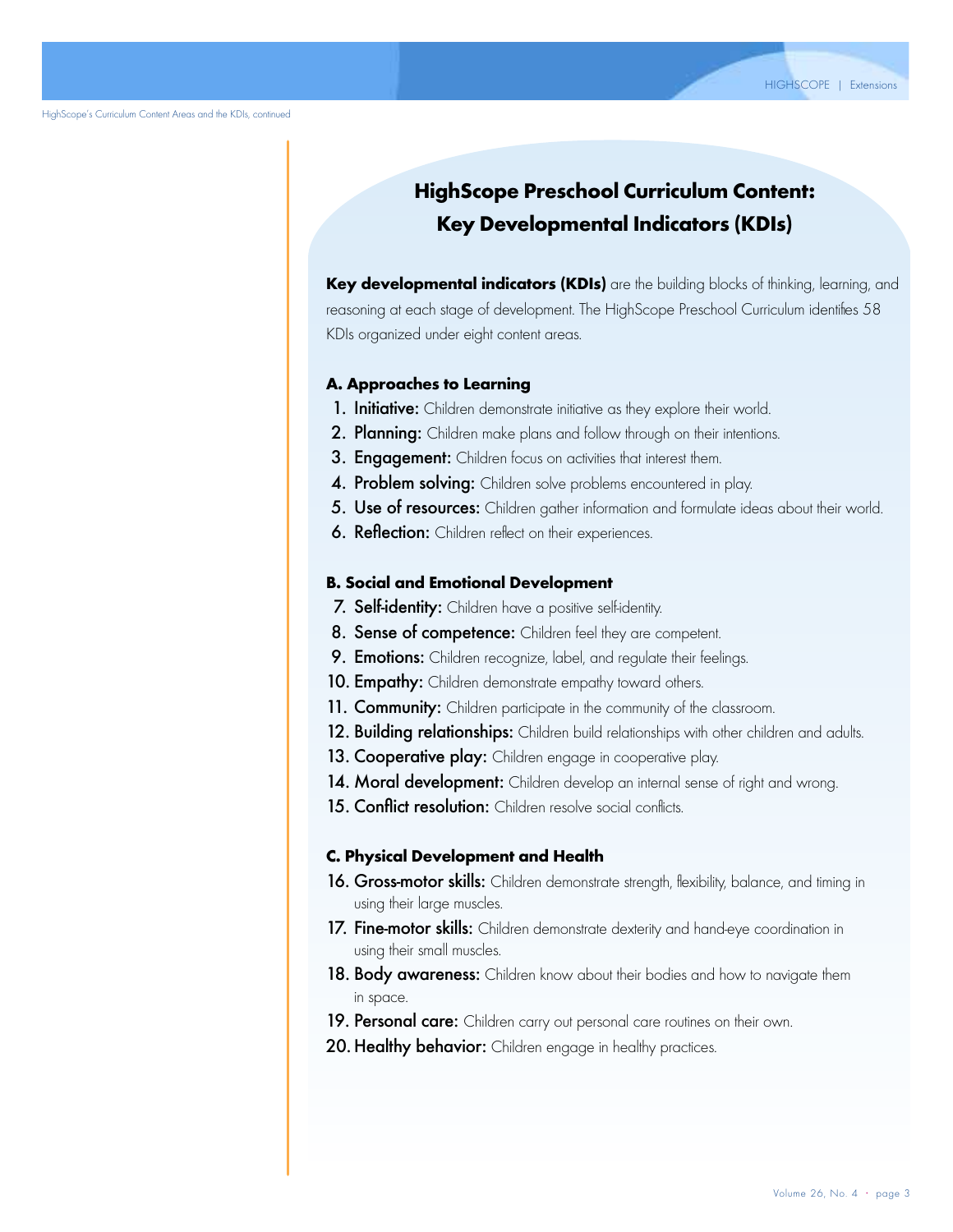HighScope's Curriculum Content Areas and the KDIs, continued

## HighScope Preschool Curriculum Content: Key Developmental Indicators (KDIs)

**Key developmental indicators (KDIs)** are the building blocks of thinking, learning, and reasoning at each stage of development. The HighScope Preschool Curriculum identifies 58 KDIs organized under eight content areas.

### A. Approaches to Learning

1. **Initiative:** Children demonstrate initiative as they explore their world.
2. **Planning:** Children make plans and follow through on their intentions.
3. **Engagement:** Children focus on activities that interest them.
4. **Problem solving:** Children solve problems encountered in play.
5. **Use of resources:** Children gather information and formulate ideas about their world.
6. **Reflection:** Children reflect on their experiences.

### B. Social and Emotional Development

7. **Self-identity:** Children have a positive self-identity.
8. **Sense of competence:** Children feel they are competent.
9. **Emotions:** Children recognize, label, and regulate their feelings.
10. **Empathy:** Children demonstrate empathy toward others.
11. **Community:** Children participate in the community of the classroom.
12. **Building relationships:** Children build relationships with other children and adults.
13. **Cooperative play:** Children engage in cooperative play.
14. **Moral development:** Children develop an internal sense of right and wrong.
15. **Conflict resolution:** Children resolve social conflicts.

### C. Physical Development and Health

16. **Gross-motor skills:** Children demonstrate strength, flexibility, balance, and timing in using their large muscles.
17. **Fine-motor skills:** Children demonstrate dexterity and hand-eye coordination in using their small muscles.
18. **Body awareness:** Children know about their bodies and how to navigate them in space.
19. **Personal care:** Children carry out personal care routines on their own.
20. **Healthy behavior:** Children engage in healthy practices.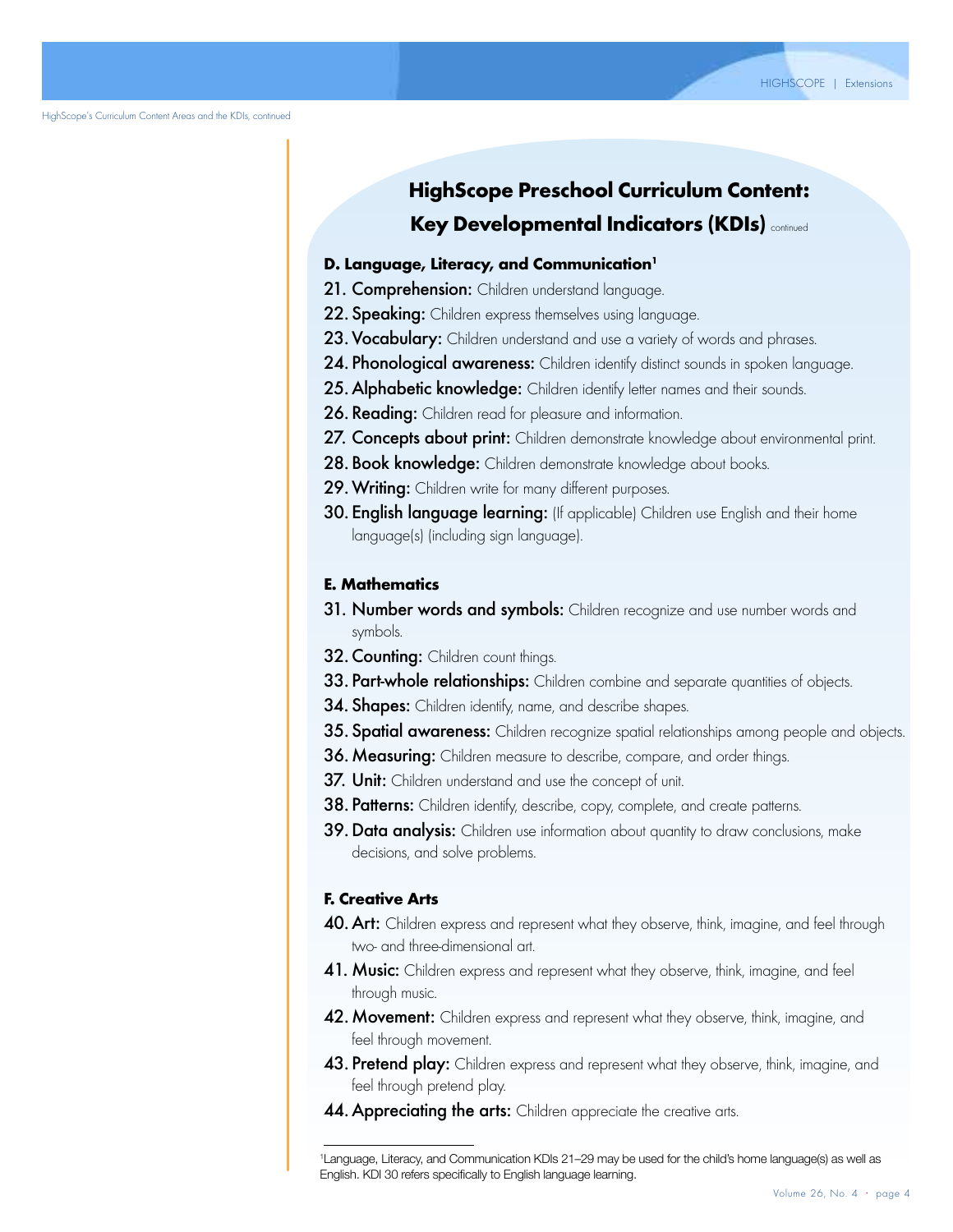HighScope's Curriculum Content Areas and the KDIs, continued

## HighScope Preschool Curriculum Content: Key Developmental Indicators (KDIs) continued

### D. Language, Literacy, and Communication[1]

21. **Comprehension:** Children understand language.
22. **Speaking:** Children express themselves using language.
23. **Vocabulary:** Children understand and use a variety of words and phrases.
24. **Phonological awareness:** Children identify distinct sounds in spoken language.
25. **Alphabetic knowledge:** Children identify letter names and their sounds.
26. **Reading:** Children read for pleasure and information.
27. **Concepts about print:** Children demonstrate knowledge about environmental print.
28. **Book knowledge:** Children demonstrate knowledge about books.
29. **Writing:** Children write for many different purposes.
30. **English language learning:** (If applicable) Children use English and their home language(s) (including sign language).

### E. Mathematics

31. **Number words and symbols:** Children recognize and use number words and symbols.
32. **Counting:** Children count things.
33. **Part-whole relationships:** Children combine and separate quantities of objects.
34. **Shapes:** Children identify, name, and describe shapes.
35. **Spatial awareness:** Children recognize spatial relationships among people and objects.
36. **Measuring:** Children measure to describe, compare, and order things.
37. **Unit:** Children understand and use the concept of unit.
38. **Patterns:** Children identify, describe, copy, complete, and create patterns.
39. **Data analysis:** Children use information about quantity to draw conclusions, make decisions, and solve problems.

### F. Creative Arts

40. **Art:** Children express and represent what they observe, think, imagine, and feel through two- and three-dimensional art.
41. **Music:** Children express and represent what they observe, think, imagine, and feel through music.
42. **Movement:** Children express and represent what they observe, think, imagine, and feel through movement.
43. **Pretend play:** Children express and represent what they observe, think, imagine, and feel through pretend play.
44. **Appreciating the arts:** Children appreciate the creative arts.

---

[1]Language, Literacy, and Communication KDIs 21–29 may be used for the child's home language(s) as well as English. KDI 30 refers specifically to English language learning.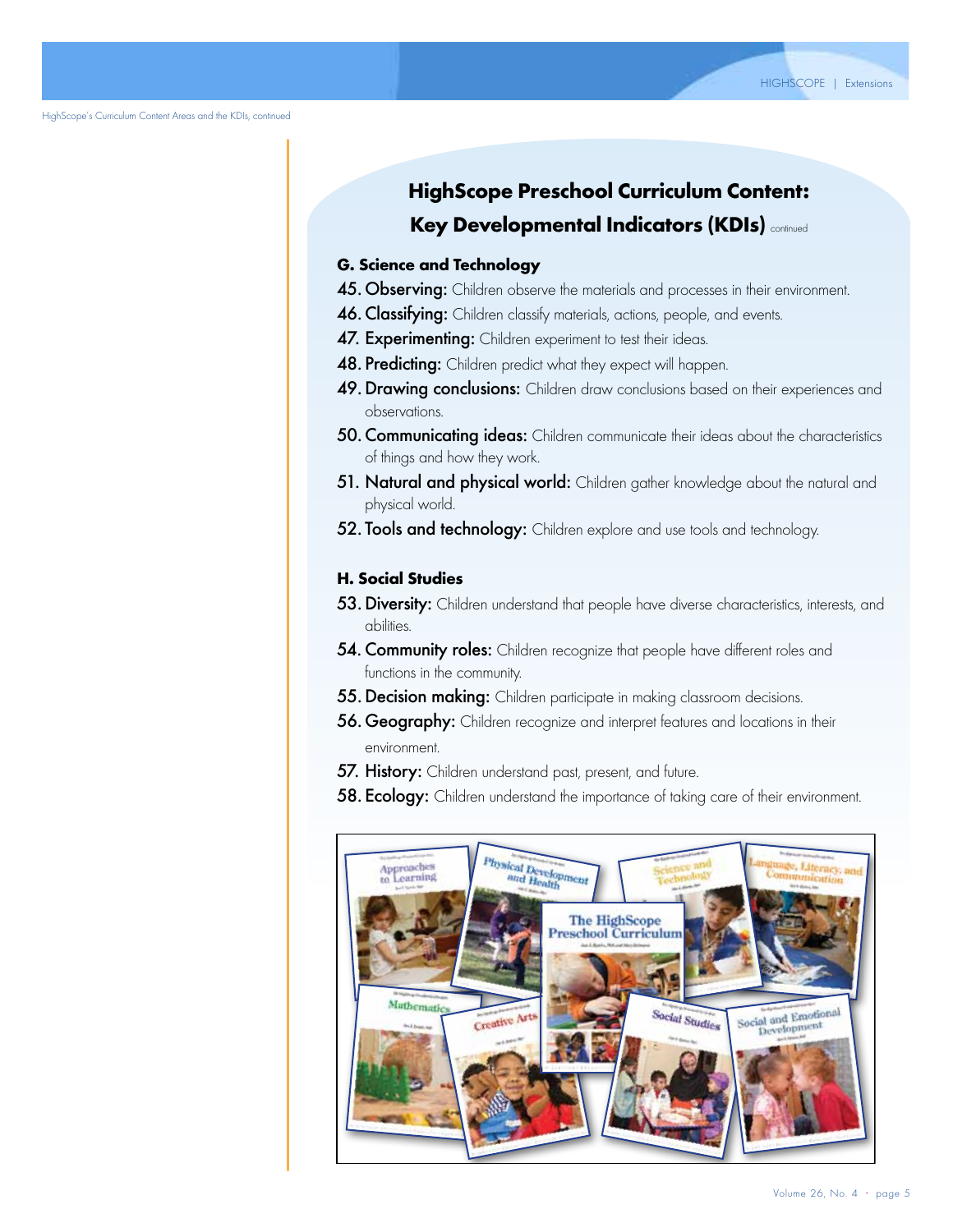HighScope's Curriculum Content Areas and the KDIs, continued

## HighScope Preschool Curriculum Content: Key Developmental Indicators (KDIs) continued

### G. Science and Technology

45. **Observing:** Children observe the materials and processes in their environment.
46. **Classifying:** Children classify materials, actions, people, and events.
47. **Experimenting:** Children experiment to test their ideas.
48. **Predicting:** Children predict what they expect will happen.
49. **Drawing conclusions:** Children draw conclusions based on their experiences and observations.
50. **Communicating ideas:** Children communicate their ideas about the characteristics of things and how they work.
51. **Natural and physical world:** Children gather knowledge about the natural and physical world.
52. **Tools and technology:** Children explore and use tools and technology.

### H. Social Studies

53. **Diversity:** Children understand that people have diverse characteristics, interests, and abilities.
54. **Community roles:** Children recognize that people have different roles and functions in the community.
55. **Decision making:** Children participate in making classroom decisions.
56. **Geography:** Children recognize and interpret features and locations in their environment.
57. **History:** Children understand past, present, and future.
58. **Ecology:** Children understand the importance of taking care of their environment.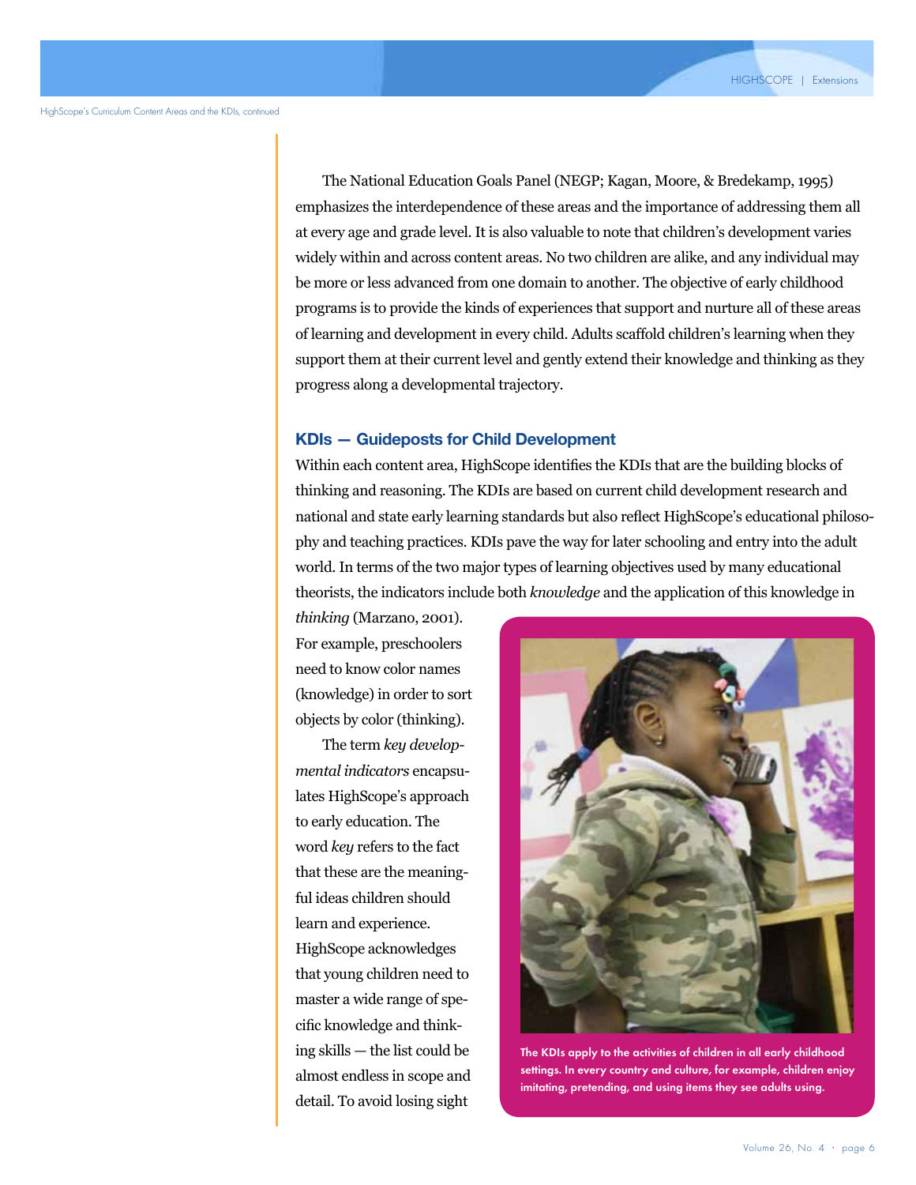The National Education Goals Panel (NEGP; Kagan, Moore, & Bredekamp, 1995) emphasizes the interdependence of these areas and the importance of addressing them all at every age and grade level. It is also valuable to note that children's development varies widely within and across content areas. No two children are alike, and any individual may be more or less advanced from one domain to another. The objective of early childhood programs is to provide the kinds of experiences that support and nurture all of these areas of learning and development in every child. Adults scaffold children's learning when they support them at their current level and gently extend their knowledge and thinking as they progress along a developmental trajectory.

### KDIs — Guideposts for Child Development

Within each content area, HighScope identifies the KDIs that are the building blocks of thinking and reasoning. The KDIs are based on current child development research and national and state early learning standards but also reflect HighScope's educational philosophy and teaching practices. KDIs pave the way for later schooling and entry into the adult world. In terms of the two major types of learning objectives used by many educational theorists, the indicators include both *knowledge* and the application of this knowledge in *thinking* (Marzano, 2001). For example, preschoolers need to know color names (knowledge) in order to sort objects by color (thinking).

The term *key developmental indicators* encapsulates HighScope's approach to early education. The word *key* refers to the fact that these are the meaningful ideas children should learn and experience. HighScope acknowledges that young children need to master a wide range of specific knowledge and thinking skills — the list could be almost endless in scope and detail. To avoid losing sight

**The KDIs apply to the activities of children in all early childhood settings. In every country and culture, for example, children enjoy imitating, pretending, and using items they see adults using.**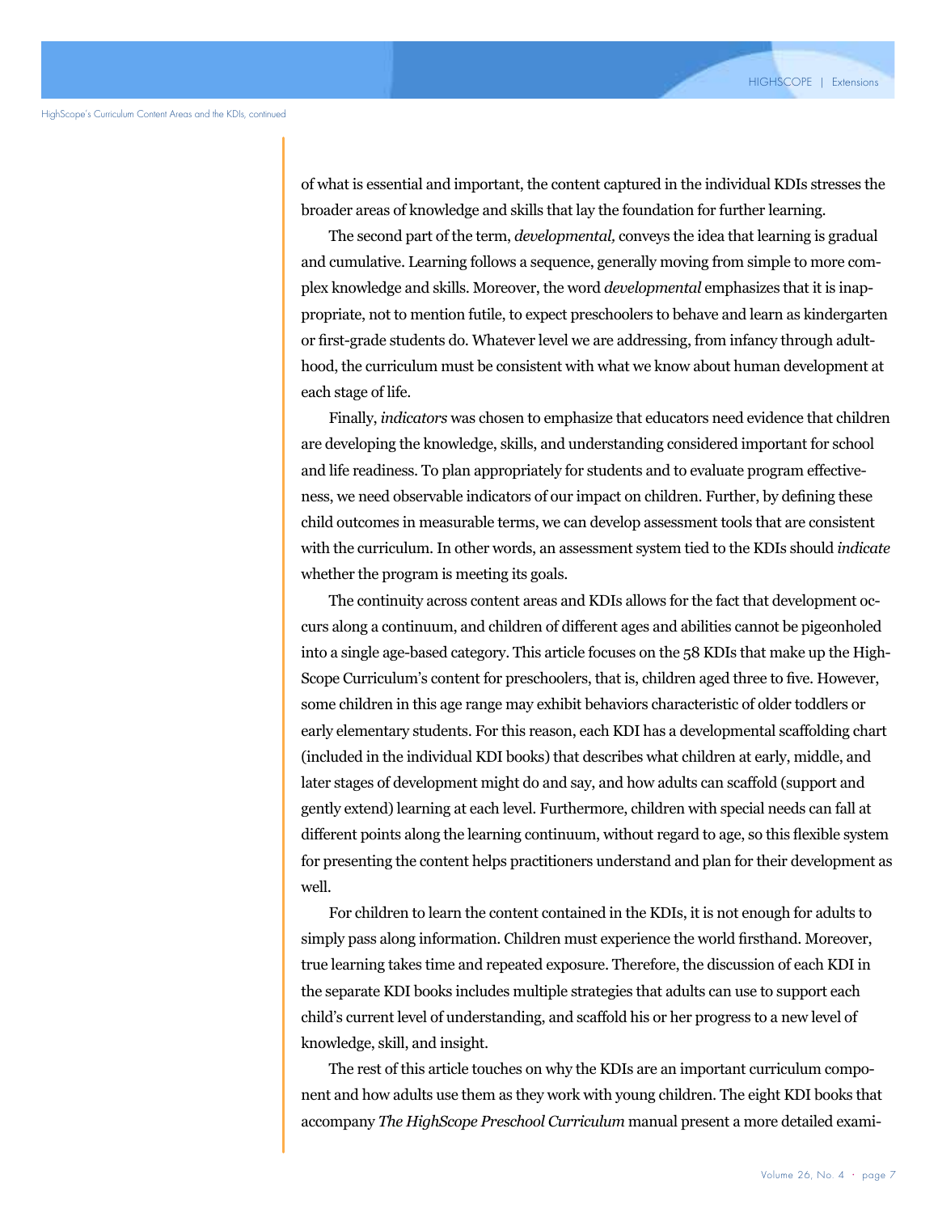of what is essential and important, the content captured in the individual KDIs stresses the broader areas of knowledge and skills that lay the foundation for further learning.

The second part of the term, *developmental,* conveys the idea that learning is gradual and cumulative. Learning follows a sequence, generally moving from simple to more complex knowledge and skills. Moreover, the word *developmental* emphasizes that it is inappropriate, not to mention futile, to expect preschoolers to behave and learn as kindergarten or first-grade students do. Whatever level we are addressing, from infancy through adulthood, the curriculum must be consistent with what we know about human development at each stage of life.

Finally, *indicators* was chosen to emphasize that educators need evidence that children are developing the knowledge, skills, and understanding considered important for school and life readiness. To plan appropriately for students and to evaluate program effectiveness, we need observable indicators of our impact on children. Further, by defining these child outcomes in measurable terms, we can develop assessment tools that are consistent with the curriculum. In other words, an assessment system tied to the KDIs should *indicate* whether the program is meeting its goals.

The continuity across content areas and KDIs allows for the fact that development occurs along a continuum, and children of different ages and abilities cannot be pigeonholed into a single age-based category. This article focuses on the 58 KDIs that make up the HighScope Curriculum's content for preschoolers, that is, children aged three to five. However, some children in this age range may exhibit behaviors characteristic of older toddlers or early elementary students. For this reason, each KDI has a developmental scaffolding chart (included in the individual KDI books) that describes what children at early, middle, and later stages of development might do and say, and how adults can scaffold (support and gently extend) learning at each level. Furthermore, children with special needs can fall at different points along the learning continuum, without regard to age, so this flexible system for presenting the content helps practitioners understand and plan for their development as well.

For children to learn the content contained in the KDIs, it is not enough for adults to simply pass along information. Children must experience the world firsthand. Moreover, true learning takes time and repeated exposure. Therefore, the discussion of each KDI in the separate KDI books includes multiple strategies that adults can use to support each child's current level of understanding, and scaffold his or her progress to a new level of knowledge, skill, and insight.

The rest of this article touches on why the KDIs are an important curriculum component and how adults use them as they work with young children. The eight KDI books that accompany *The HighScope Preschool Curriculum* manual present a more detailed exami-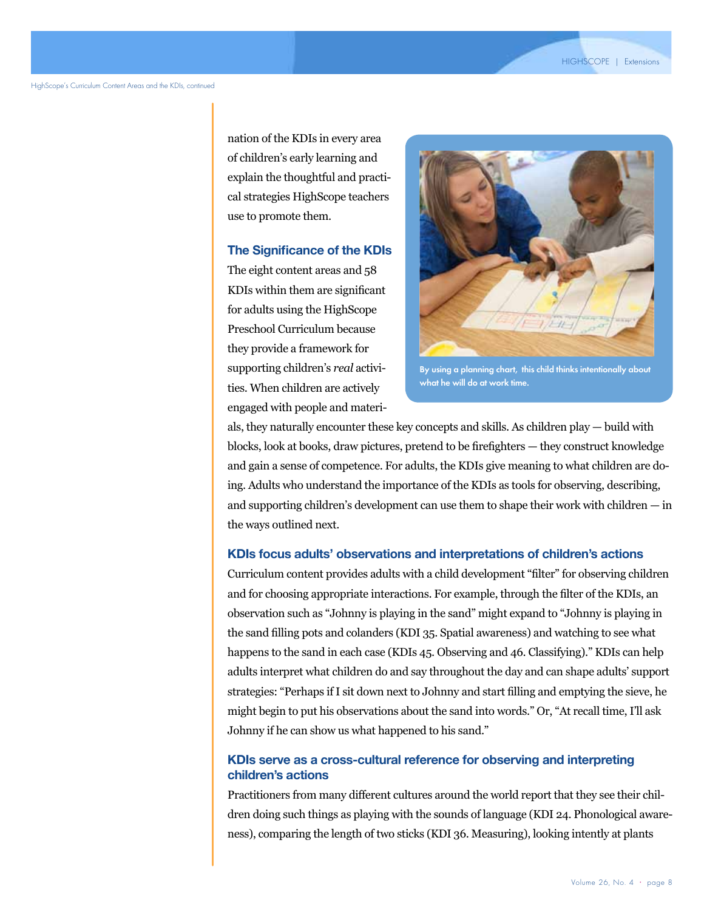nation of the KDIs in every area of children's early learning and explain the thoughtful and practical strategies HighScope teachers use to promote them.

By using a planning chart, this child thinks intentionally about what he will do at work time.

### The Significance of the KDIs

The eight content areas and 58 KDIs within them are significant for adults using the HighScope Preschool Curriculum because they provide a framework for supporting children's *real* activities. When children are actively engaged with people and materials, they naturally encounter these key concepts and skills. As children play — build with blocks, look at books, draw pictures, pretend to be firefighters — they construct knowledge and gain a sense of competence. For adults, the KDIs give meaning to what children are doing. Adults who understand the importance of the KDIs as tools for observing, describing, and supporting children's development can use them to shape their work with children — in the ways outlined next.

#### KDIs focus adults' observations and interpretations of children's actions

Curriculum content provides adults with a child development "filter" for observing children and for choosing appropriate interactions. For example, through the filter of the KDIs, an observation such as "Johnny is playing in the sand" might expand to "Johnny is playing in the sand filling pots and colanders (KDI 35. Spatial awareness) and watching to see what happens to the sand in each case (KDIs 45. Observing and 46. Classifying)." KDIs can help adults interpret what children do and say throughout the day and can shape adults' support strategies: "Perhaps if I sit down next to Johnny and start filling and emptying the sieve, he might begin to put his observations about the sand into words." Or, "At recall time, I'll ask Johnny if he can show us what happened to his sand."

#### KDIs serve as a cross-cultural reference for observing and interpreting children's actions

Practitioners from many different cultures around the world report that they see their children doing such things as playing with the sounds of language (KDI 24. Phonological awareness), comparing the length of two sticks (KDI 36. Measuring), looking intently at plants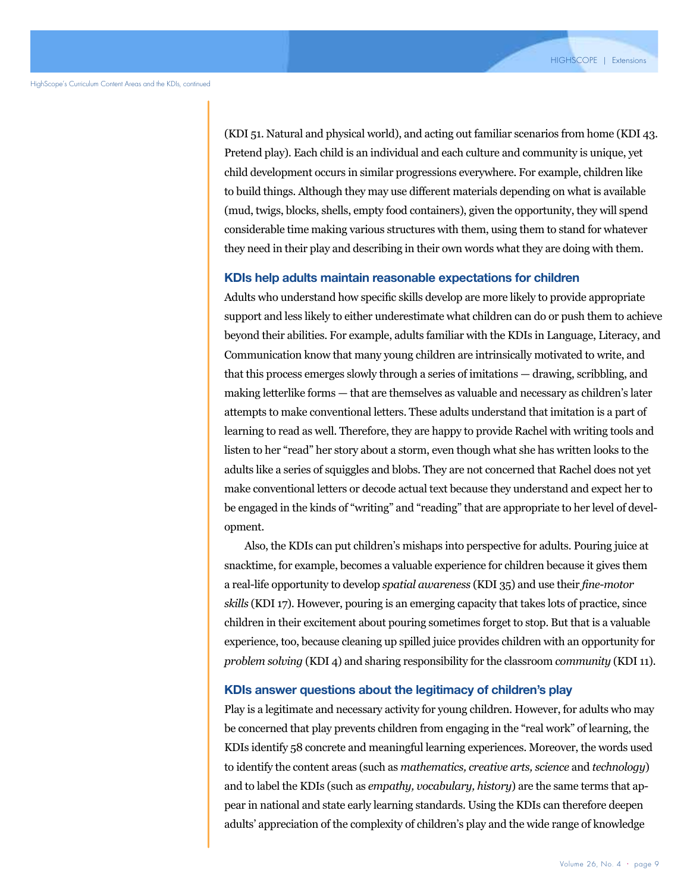(KDI 51. Natural and physical world), and acting out familiar scenarios from home (KDI 43. Pretend play). Each child is an individual and each culture and community is unique, yet child development occurs in similar progressions everywhere. For example, children like to build things. Although they may use different materials depending on what is available (mud, twigs, blocks, shells, empty food containers), given the opportunity, they will spend considerable time making various structures with them, using them to stand for whatever they need in their play and describing in their own words what they are doing with them.

### KDIs help adults maintain reasonable expectations for children

Adults who understand how specific skills develop are more likely to provide appropriate support and less likely to either underestimate what children can do or push them to achieve beyond their abilities. For example, adults familiar with the KDIs in Language, Literacy, and Communication know that many young children are intrinsically motivated to write, and that this process emerges slowly through a series of imitations — drawing, scribbling, and making letterlike forms — that are themselves as valuable and necessary as children's later attempts to make conventional letters. These adults understand that imitation is a part of learning to read as well. Therefore, they are happy to provide Rachel with writing tools and listen to her "read" her story about a storm, even though what she has written looks to the adults like a series of squiggles and blobs. They are not concerned that Rachel does not yet make conventional letters or decode actual text because they understand and expect her to be engaged in the kinds of "writing" and "reading" that are appropriate to her level of development.

Also, the KDIs can put children's mishaps into perspective for adults. Pouring juice at snacktime, for example, becomes a valuable experience for children because it gives them a real-life opportunity to develop *spatial awareness* (KDI 35) and use their *fine-motor skills* (KDI 17). However, pouring is an emerging capacity that takes lots of practice, since children in their excitement about pouring sometimes forget to stop. But that is a valuable experience, too, because cleaning up spilled juice provides children with an opportunity for *problem solving* (KDI 4) and sharing responsibility for the classroom *community* (KDI 11).

### KDIs answer questions about the legitimacy of children's play

Play is a legitimate and necessary activity for young children. However, for adults who may be concerned that play prevents children from engaging in the "real work" of learning, the KDIs identify 58 concrete and meaningful learning experiences. Moreover, the words used to identify the content areas (such as *mathematics, creative arts, science* and *technology*) and to label the KDIs (such as *empathy, vocabulary, history*) are the same terms that appear in national and state early learning standards. Using the KDIs can therefore deepen adults' appreciation of the complexity of children's play and the wide range of knowledge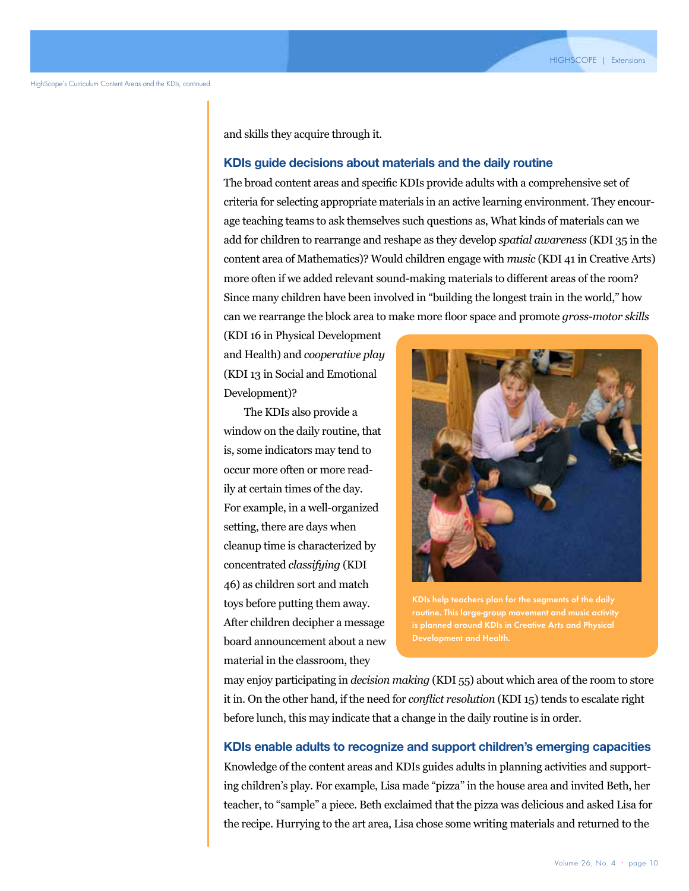and skills they acquire through it.

### KDIs guide decisions about materials and the daily routine

The broad content areas and specific KDIs provide adults with a comprehensive set of criteria for selecting appropriate materials in an active learning environment. They encourage teaching teams to ask themselves such questions as, What kinds of materials can we add for children to rearrange and reshape as they develop *spatial awareness* (KDI 35 in the content area of Mathematics)? Would children engage with *music* (KDI 41 in Creative Arts) more often if we added relevant sound-making materials to different areas of the room? Since many children have been involved in "building the longest train in the world," how can we rearrange the block area to make more floor space and promote *gross-motor skills* (KDI 16 in Physical Development and Health) and *cooperative play* (KDI 13 in Social and Emotional Development)?

The KDIs also provide a window on the daily routine, that is, some indicators may tend to occur more often or more readily at certain times of the day. For example, in a well-organized setting, there are days when cleanup time is characterized by concentrated *classifying* (KDI 46) as children sort and match toys before putting them away. After children decipher a message board announcement about a new material in the classroom, they may enjoy participating in *decision making* (KDI 55) about which area of the room to store it in. On the other hand, if the need for *conflict resolution* (KDI 15) tends to escalate right before lunch, this may indicate that a change in the daily routine is in order.

KDIs help teachers plan for the segments of the daily routine. This large-group movement and music activity is planned around KDIs in Creative Arts and Physical Development and Health.

### KDIs enable adults to recognize and support children's emerging capacities

Knowledge of the content areas and KDIs guides adults in planning activities and supporting children's play. For example, Lisa made "pizza" in the house area and invited Beth, her teacher, to "sample" a piece. Beth exclaimed that the pizza was delicious and asked Lisa for the recipe. Hurrying to the art area, Lisa chose some writing materials and returned to the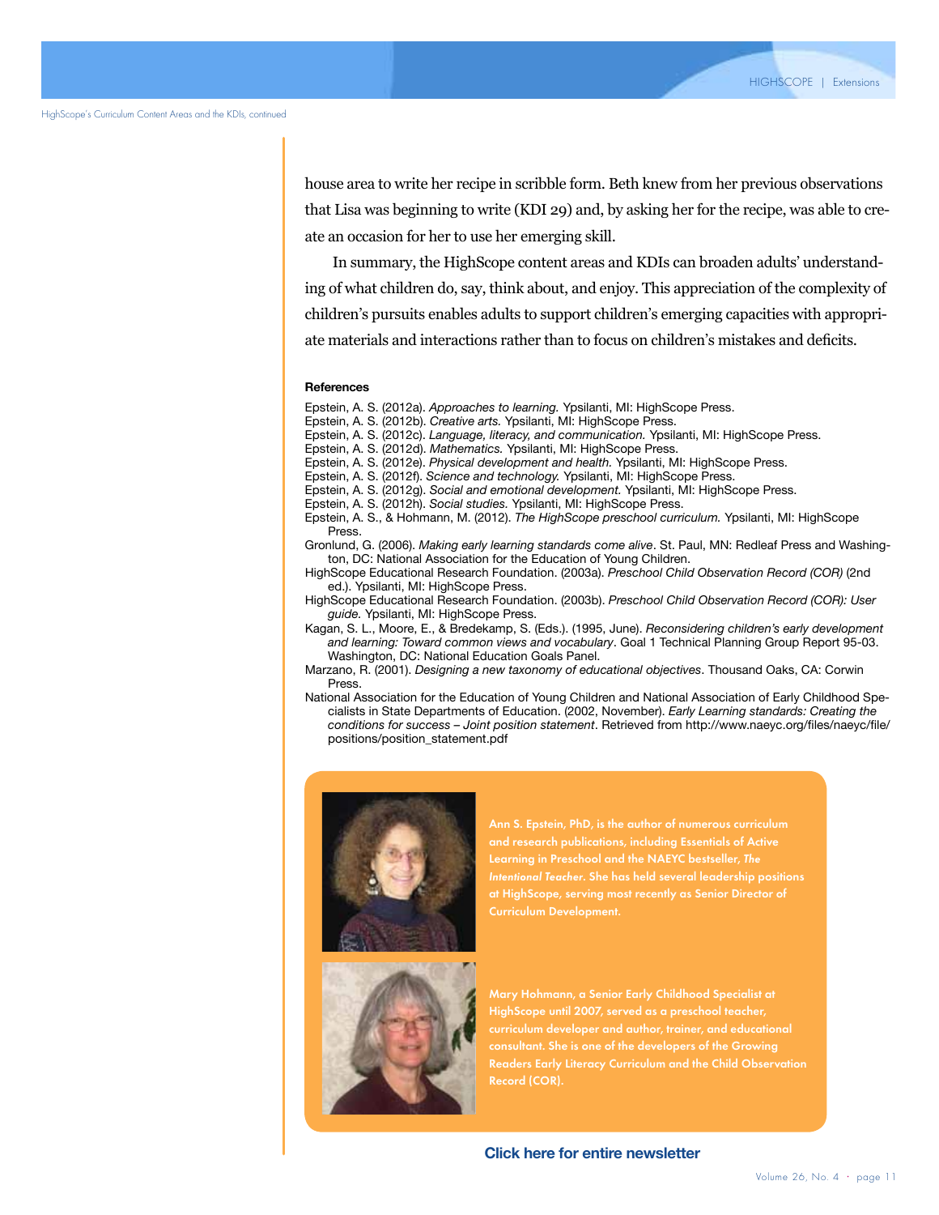house area to write her recipe in scribble form. Beth knew from her previous observations that Lisa was beginning to write (KDI 29) and, by asking her for the recipe, was able to create an occasion for her to use her emerging skill.

In summary, the HighScope content areas and KDIs can broaden adults' understanding of what children do, say, think about, and enjoy. This appreciation of the complexity of children's pursuits enables adults to support children's emerging capacities with appropriate materials and interactions rather than to focus on children's mistakes and deficits.

**References**

Epstein, A. S. (2012a). *Approaches to learning.* Ypsilanti, MI: HighScope Press.

Epstein, A. S. (2012b). *Creative arts.* Ypsilanti, MI: HighScope Press.

Epstein, A. S. (2012c). *Language, literacy, and communication.* Ypsilanti, MI: HighScope Press.

Epstein, A. S. (2012d). *Mathematics.* Ypsilanti, MI: HighScope Press.

Epstein, A. S. (2012e). *Physical development and health.* Ypsilanti, MI: HighScope Press.

Epstein, A. S. (2012f). *Science and technology.* Ypsilanti, MI: HighScope Press.

Epstein, A. S. (2012g). *Social and emotional development.* Ypsilanti, MI: HighScope Press.

Epstein, A. S. (2012h). *Social studies.* Ypsilanti, MI: HighScope Press.

Epstein, A. S., & Hohmann, M. (2012). *The HighScope preschool curriculum.* Ypsilanti, MI: HighScope Press.

Gronlund, G. (2006). *Making early learning standards come alive*. St. Paul, MN: Redleaf Press and Washington, DC: National Association for the Education of Young Children.

HighScope Educational Research Foundation. (2003a). *Preschool Child Observation Record (COR)* (2nd ed.). Ypsilanti, MI: HighScope Press.

HighScope Educational Research Foundation. (2003b). *Preschool Child Observation Record (COR): User guide.* Ypsilanti, MI: HighScope Press.

Kagan, S. L., Moore, E., & Bredekamp, S. (Eds.). (1995, June). *Reconsidering children's early development and learning: Toward common views and vocabulary*. Goal 1 Technical Planning Group Report 95-03. Washington, DC: National Education Goals Panel.

Marzano, R. (2001). *Designing a new taxonomy of educational objectives*. Thousand Oaks, CA: Corwin Press.

National Association for the Education of Young Children and National Association of Early Childhood Specialists in State Departments of Education. (2002, November). *Early Learning standards: Creating the conditions for success – Joint position statement*. Retrieved from http://www.naeyc.org/files/naeyc/file/positions/position_statement.pdf

Ann S. Epstein, PhD, is the author of numerous curriculum and research publications, including Essentials of Active Learning in Preschool and the NAEYC bestseller, *The Intentional Teacher*. She has held several leadership positions at HighScope, serving most recently as Senior Director of Curriculum Development.

Mary Hohmann, a Senior Early Childhood Specialist at HighScope until 2007, served as a preschool teacher, curriculum developer and author, trainer, and educational consultant. She is one of the developers of the Growing Readers Early Literacy Curriculum and the Child Observation Record (COR).

**Click here for entire newsletter**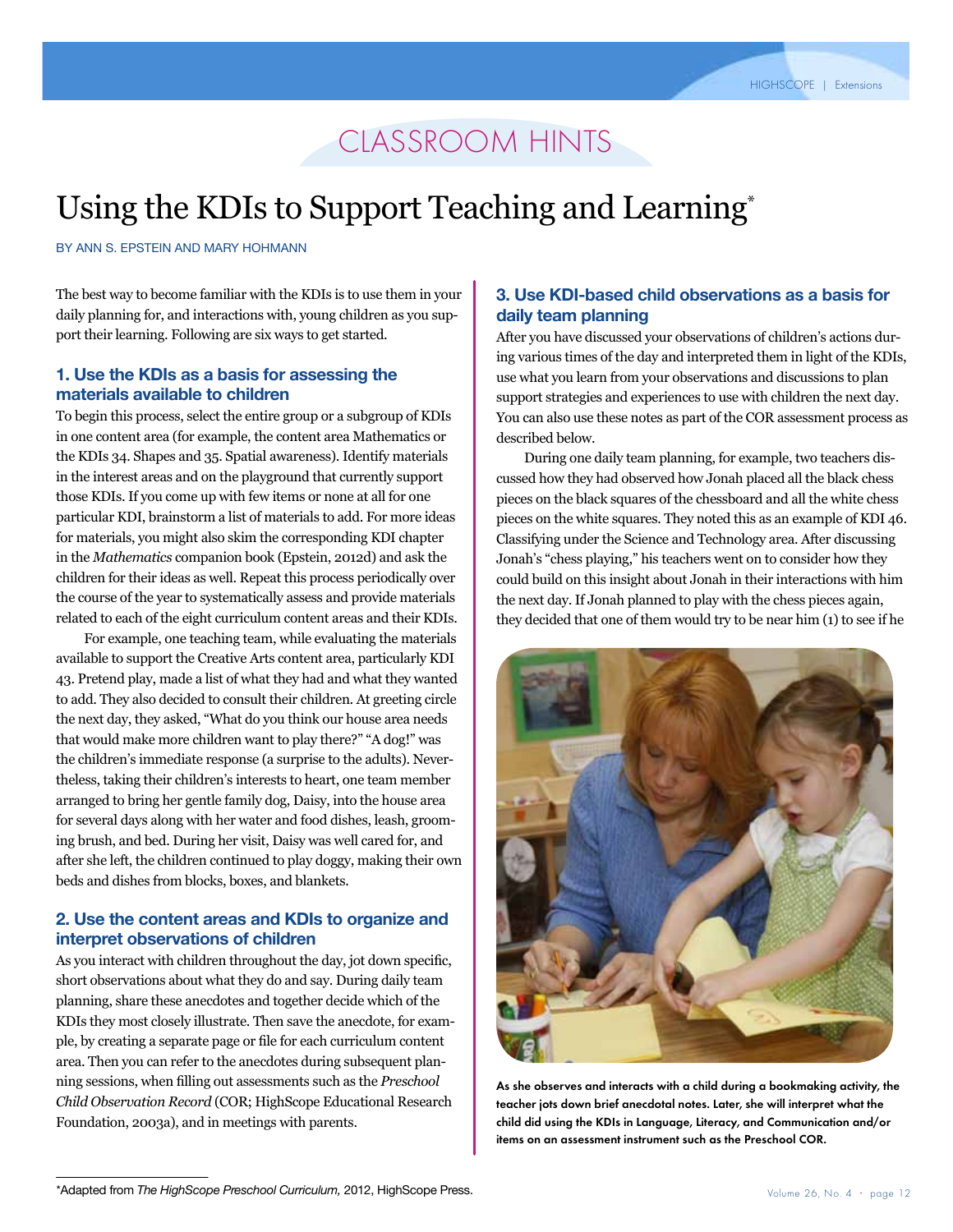## CLASSROOM HINTS

# Using the KDIs to Support Teaching and Learning*

BY ANN S. EPSTEIN AND MARY HOHMANN

The best way to become familiar with the KDIs is to use them in your daily planning for, and interactions with, young children as you support their learning. Following are six ways to get started.

### 1. Use the KDIs as a basis for assessing the materials available to children

To begin this process, select the entire group or a subgroup of KDIs in one content area (for example, the content area Mathematics or the KDIs 34. Shapes and 35. Spatial awareness). Identify materials in the interest areas and on the playground that currently support those KDIs. If you come up with few items or none at all for one particular KDI, brainstorm a list of materials to add. For more ideas for materials, you might also skim the corresponding KDI chapter in the *Mathematics* companion book (Epstein, 2012d) and ask the children for their ideas as well. Repeat this process periodically over the course of the year to systematically assess and provide materials related to each of the eight curriculum content areas and their KDIs.

For example, one teaching team, while evaluating the materials available to support the Creative Arts content area, particularly KDI 43. Pretend play, made a list of what they had and what they wanted to add. They also decided to consult their children. At greeting circle the next day, they asked, "What do you think our house area needs that would make more children want to play there?" "A dog!" was the children's immediate response (a surprise to the adults). Nevertheless, taking their children's interests to heart, one team member arranged to bring her gentle family dog, Daisy, into the house area for several days along with her water and food dishes, leash, grooming brush, and bed. During her visit, Daisy was well cared for, and after she left, the children continued to play doggy, making their own beds and dishes from blocks, boxes, and blankets.

### 2. Use the content areas and KDIs to organize and interpret observations of children

As you interact with children throughout the day, jot down specific, short observations about what they do and say. During daily team planning, share these anecdotes and together decide which of the KDIs they most closely illustrate. Then save the anecdote, for example, by creating a separate page or file for each curriculum content area. Then you can refer to the anecdotes during subsequent planning sessions, when filling out assessments such as the *Preschool Child Observation Record* (COR; HighScope Educational Research Foundation, 2003a), and in meetings with parents.

### 3. Use KDI-based child observations as a basis for daily team planning

After you have discussed your observations of children's actions during various times of the day and interpreted them in light of the KDIs, use what you learn from your observations and discussions to plan support strategies and experiences to use with children the next day. You can also use these notes as part of the COR assessment process as described below.

During one daily team planning, for example, two teachers discussed how they had observed how Jonah placed all the black chess pieces on the black squares of the chessboard and all the white chess pieces on the white squares. They noted this as an example of KDI 46. Classifying under the Science and Technology area. After discussing Jonah's "chess playing," his teachers went on to consider how they could build on this insight about Jonah in their interactions with him the next day. If Jonah planned to play with the chess pieces again, they decided that one of them would try to be near him (1) to see if he

As she observes and interacts with a child during a bookmaking activity, the teacher jots down brief anecdotal notes. Later, she will interpret what the child did using the KDIs in Language, Literacy, and Communication and/or items on an assessment instrument such as the Preschool COR.

*Adapted from *The HighScope Preschool Curriculum,* 2012, HighScope Press.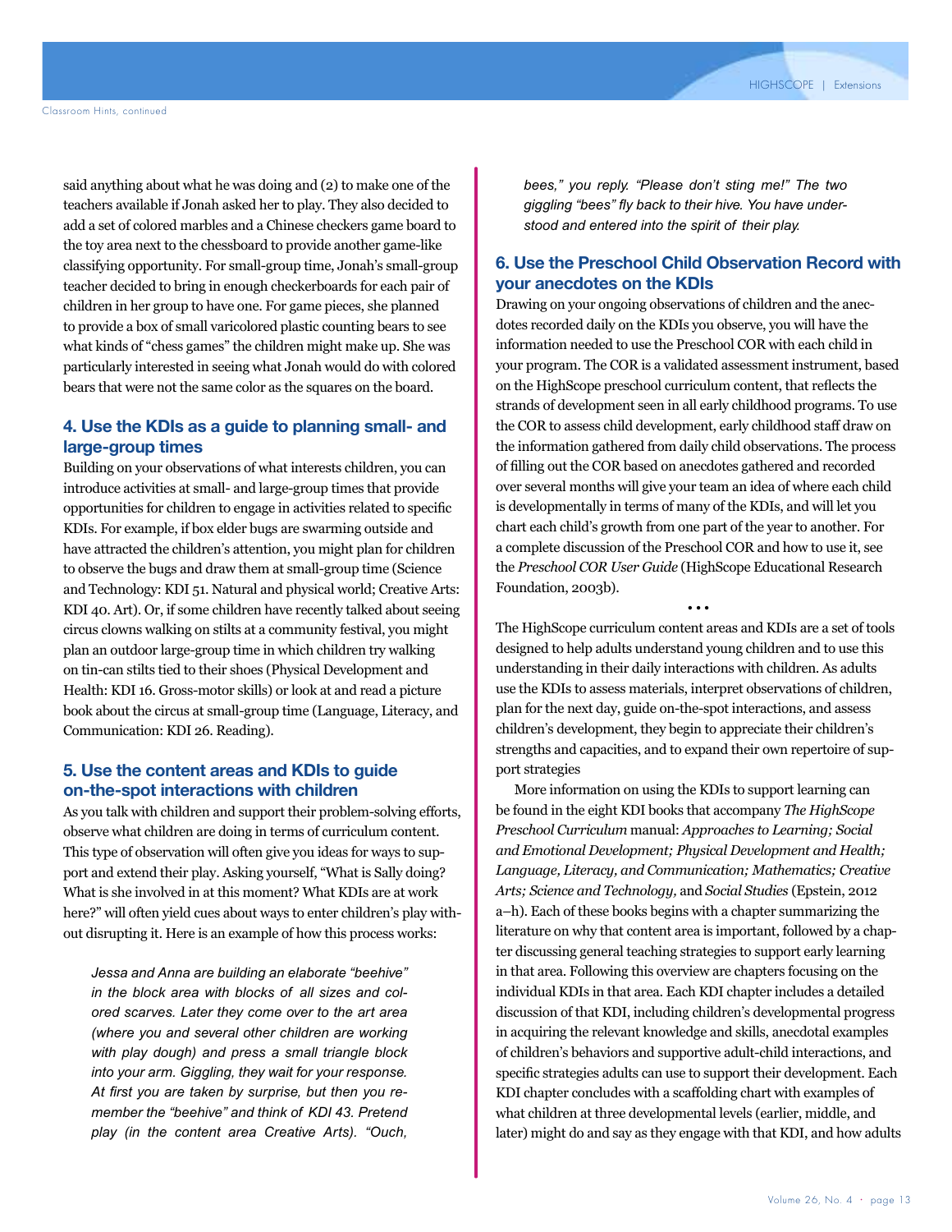said anything about what he was doing and (2) to make one of the teachers available if Jonah asked her to play. They also decided to add a set of colored marbles and a Chinese checkers game board to the toy area next to the chessboard to provide another game-like classifying opportunity. For small-group time, Jonah's small-group teacher decided to bring in enough checkerboards for each pair of children in her group to have one. For game pieces, she planned to provide a box of small varicolored plastic counting bears to see what kinds of "chess games" the children might make up. She was particularly interested in seeing what Jonah would do with colored bears that were not the same color as the squares on the board.

### 4. Use the KDIs as a guide to planning small- and large-group times

Building on your observations of what interests children, you can introduce activities at small- and large-group times that provide opportunities for children to engage in activities related to specific KDIs. For example, if box elder bugs are swarming outside and have attracted the children's attention, you might plan for children to observe the bugs and draw them at small-group time (Science and Technology: KDI 51. Natural and physical world; Creative Arts: KDI 40. Art). Or, if some children have recently talked about seeing circus clowns walking on stilts at a community festival, you might plan an outdoor large-group time in which children try walking on tin-can stilts tied to their shoes (Physical Development and Health: KDI 16. Gross-motor skills) or look at and read a picture book about the circus at small-group time (Language, Literacy, and Communication: KDI 26. Reading).

### 5. Use the content areas and KDIs to guide on-the-spot interactions with children

As you talk with children and support their problem-solving efforts, observe what children are doing in terms of curriculum content. This type of observation will often give you ideas for ways to support and extend their play. Asking yourself, "What is Sally doing? What is she involved in at this moment? What KDIs are at work here?" will often yield cues about ways to enter children's play without disrupting it. Here is an example of how this process works:

> *Jessa and Anna are building an elaborate "beehive" in the block area with blocks of all sizes and colored scarves. Later they come over to the art area (where you and several other children are working with play dough) and press a small triangle block into your arm. Giggling, they wait for your response. At first you are taken by surprise, but then you remember the "beehive" and think of KDI 43. Pretend play (in the content area Creative Arts). "Ouch, bees," you reply. "Please don't sting me!" The two giggling "bees" fly back to their hive. You have understood and entered into the spirit of their play.*

### 6. Use the Preschool Child Observation Record with your anecdotes on the KDIs

Drawing on your ongoing observations of children and the anecdotes recorded daily on the KDIs you observe, you will have the information needed to use the Preschool COR with each child in your program. The COR is a validated assessment instrument, based on the HighScope preschool curriculum content, that reflects the strands of development seen in all early childhood programs. To use the COR to assess child development, early childhood staff draw on the information gathered from daily child observations. The process of filling out the COR based on anecdotes gathered and recorded over several months will give your team an idea of where each child is developmentally in terms of many of the KDIs, and will let you chart each child's growth from one part of the year to another. For a complete discussion of the Preschool COR and how to use it, see the *Preschool COR User Guide* (HighScope Educational Research Foundation, 2003b).

• • •

The HighScope curriculum content areas and KDIs are a set of tools designed to help adults understand young children and to use this understanding in their daily interactions with children. As adults use the KDIs to assess materials, interpret observations of children, plan for the next day, guide on-the-spot interactions, and assess children's development, they begin to appreciate their children's strengths and capacities, and to expand their own repertoire of support strategies

More information on using the KDIs to support learning can be found in the eight KDI books that accompany *The HighScope Preschool Curriculum* manual: *Approaches to Learning; Social and Emotional Development; Physical Development and Health; Language, Literacy, and Communication; Mathematics; Creative Arts; Science and Technology,* and *Social Studies* (Epstein, 2012 a–h). Each of these books begins with a chapter summarizing the literature on why that content area is important, followed by a chapter discussing general teaching strategies to support early learning in that area. Following this overview are chapters focusing on the individual KDIs in that area. Each KDI chapter includes a detailed discussion of that KDI, including children's developmental progress in acquiring the relevant knowledge and skills, anecdotal examples of children's behaviors and supportive adult-child interactions, and specific strategies adults can use to support their development. Each KDI chapter concludes with a scaffolding chart with examples of what children at three developmental levels (earlier, middle, and later) might do and say as they engage with that KDI, and how adults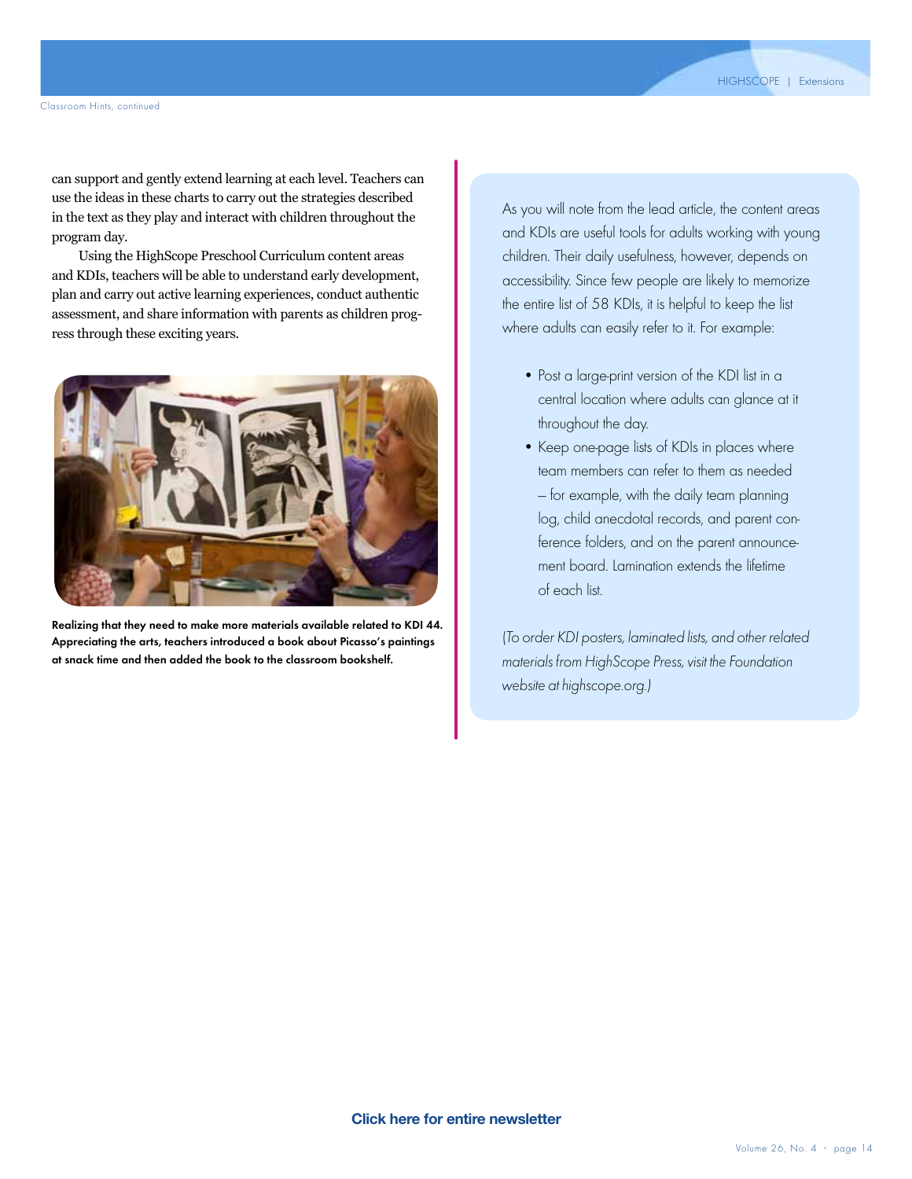can support and gently extend learning at each level. Teachers can use the ideas in these charts to carry out the strategies described in the text as they play and interact with children throughout the program day.

Using the HighScope Preschool Curriculum content areas and KDIs, teachers will be able to understand early development, plan and carry out active learning experiences, conduct authentic assessment, and share information with parents as children progress through these exciting years.

**Realizing that they need to make more materials available related to KDI 44. Appreciating the arts, teachers introduced a book about Picasso's paintings at snack time and then added the book to the classroom bookshelf.**

As you will note from the lead article, the content areas and KDIs are useful tools for adults working with young children. Their daily usefulness, however, depends on accessibility. Since few people are likely to memorize the entire list of 58 KDIs, it is helpful to keep the list where adults can easily refer to it. For example:

- Post a large-print version of the KDI list in a central location where adults can glance at it throughout the day.
- Keep one-page lists of KDIs in places where team members can refer to them as needed – for example, with the daily team planning log, child anecdotal records, and parent conference folders, and on the parent announcement board. Lamination extends the lifetime of each list.

*(To order KDI posters, laminated lists, and other related materials from HighScope Press, visit the Foundation website at highscope.org.)*

**Click here for entire newsletter**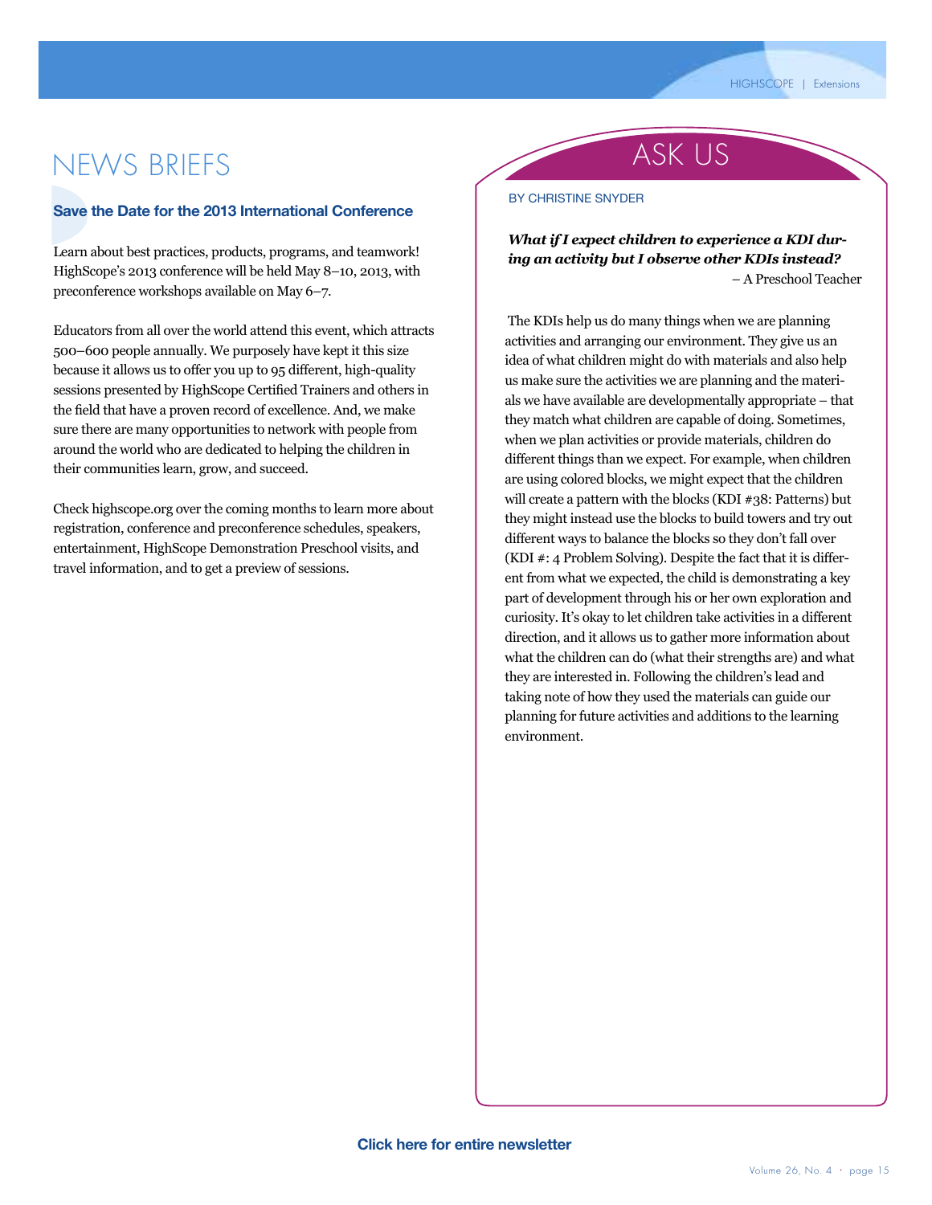# NEWS BRIEFS

### Save the Date for the 2013 International Conference

Learn about best practices, products, programs, and teamwork! HighScope's 2013 conference will be held May 8–10, 2013, with preconference workshops available on May 6–7.

Educators from all over the world attend this event, which attracts 500–600 people annually. We purposely have kept it this size because it allows us to offer you up to 95 different, high-quality sessions presented by HighScope Certified Trainers and others in the field that have a proven record of excellence. And, we make sure there are many opportunities to network with people from around the world who are dedicated to helping the children in their communities learn, grow, and succeed.

Check highscope.org over the coming months to learn more about registration, conference and preconference schedules, speakers, entertainment, HighScope Demonstration Preschool visits, and travel information, and to get a preview of sessions.

# ASK US

BY CHRISTINE SNYDER

***What if I expect children to experience a KDI during an activity but I observe other KDIs instead?***

– A Preschool Teacher

The KDIs help us do many things when we are planning activities and arranging our environment. They give us an idea of what children might do with materials and also help us make sure the activities we are planning and the materials we have available are developmentally appropriate – that they match what children are capable of doing. Sometimes, when we plan activities or provide materials, children do different things than we expect. For example, when children are using colored blocks, we might expect that the children will create a pattern with the blocks (KDI #38: Patterns) but they might instead use the blocks to build towers and try out different ways to balance the blocks so they don't fall over (KDI #: 4 Problem Solving). Despite the fact that it is different from what we expected, the child is demonstrating a key part of development through his or her own exploration and curiosity. It's okay to let children take activities in a different direction, and it allows us to gather more information about what the children can do (what their strengths are) and what they are interested in. Following the children's lead and taking note of how they used the materials can guide our planning for future activities and additions to the learning environment.

**Click here for entire newsletter**